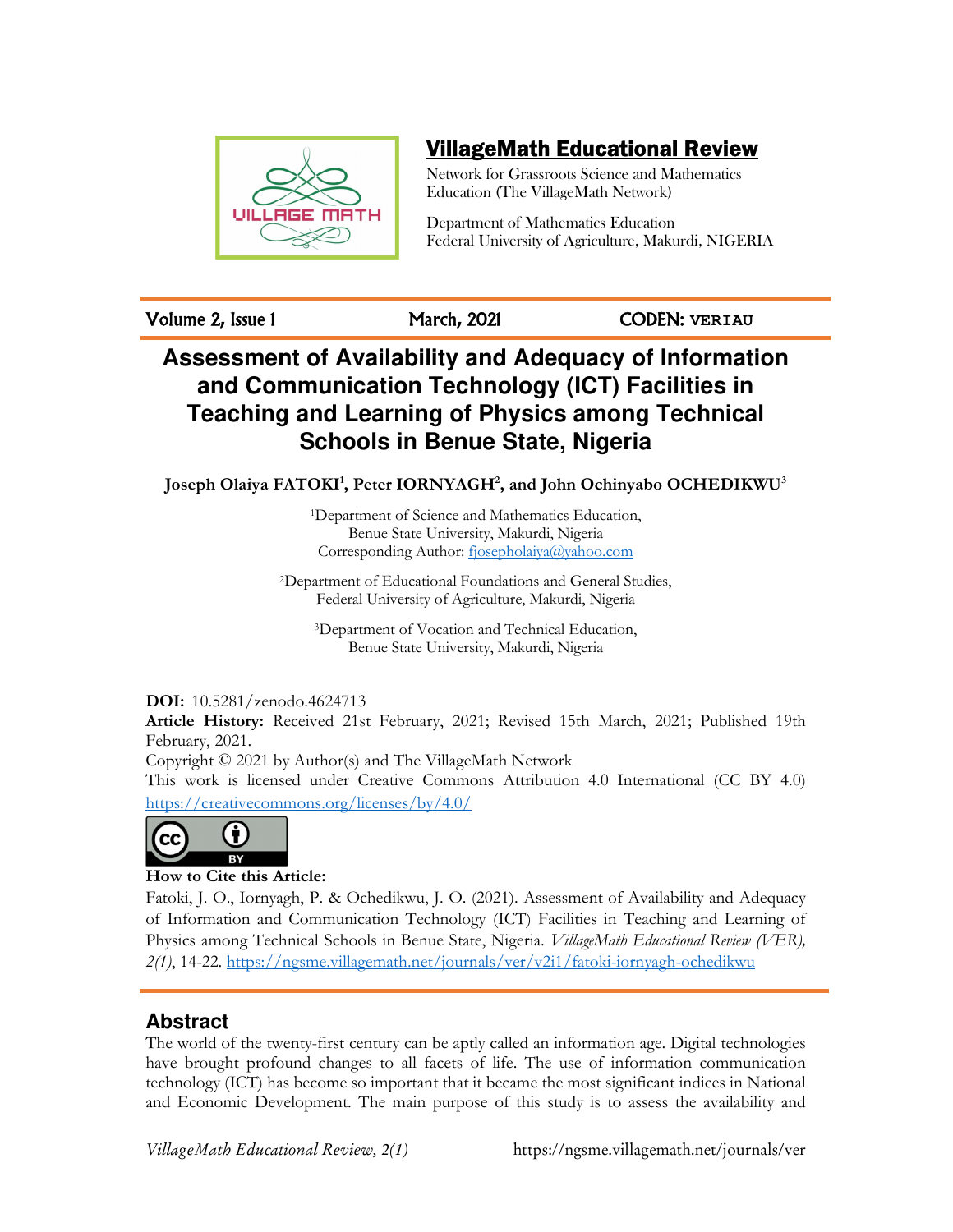# VillageMath Educational Review

Network for Grassroots Science and Mathematics Education (The VillageMath Network)

Department of Mathematics Education
Federal University of Agriculture, Makurdi, NIGERIA

Volume 2, Issue 1 | March, 2021 | CODEN: **VERIAU**

## Assessment of Availability and Adequacy of Information and Communication Technology (ICT) Facilities in Teaching and Learning of Physics among Technical Schools in Benue State, Nigeria

**Joseph Olaiya FATOKI[1], Peter IORNYAGH[2], and John Ochinyabo OCHEDIKWU[3]**

[1]Department of Science and Mathematics Education,
Benue State University, Makurdi, Nigeria
Corresponding Author: fjosepholaiya@yahoo.com

[2]Department of Educational Foundations and General Studies,
Federal University of Agriculture, Makurdi, Nigeria

[3]Department of Vocation and Technical Education,
Benue State University, Makurdi, Nigeria

**DOI:** 10.5281/zenodo.4624713
**Article History:** Received 21st February, 2021; Revised 15th March, 2021; Published 19th February, 2021.
Copyright © 2021 by Author(s) and The VillageMath Network
This work is licensed under Creative Commons Attribution 4.0 International (CC BY 4.0)
https://creativecommons.org/licenses/by/4.0/

**How to Cite this Article:**
Fatoki, J. O., Iornyagh, P. & Ochedikwu, J. O. (2021). Assessment of Availability and Adequacy of Information and Communication Technology (ICT) Facilities in Teaching and Learning of Physics among Technical Schools in Benue State, Nigeria. *VillageMath Educational Review (VER), 2(1)*, 14-22. https://ngsme.villagemath.net/journals/ver/v2i1/fatoki-iornyagh-ochedikwu

## Abstract

The world of the twenty-first century can be aptly called an information age. Digital technologies have brought profound changes to all facets of life. The use of information communication technology (ICT) has become so important that it became the most significant indices in National and Economic Development. The main purpose of this study is to assess the availability and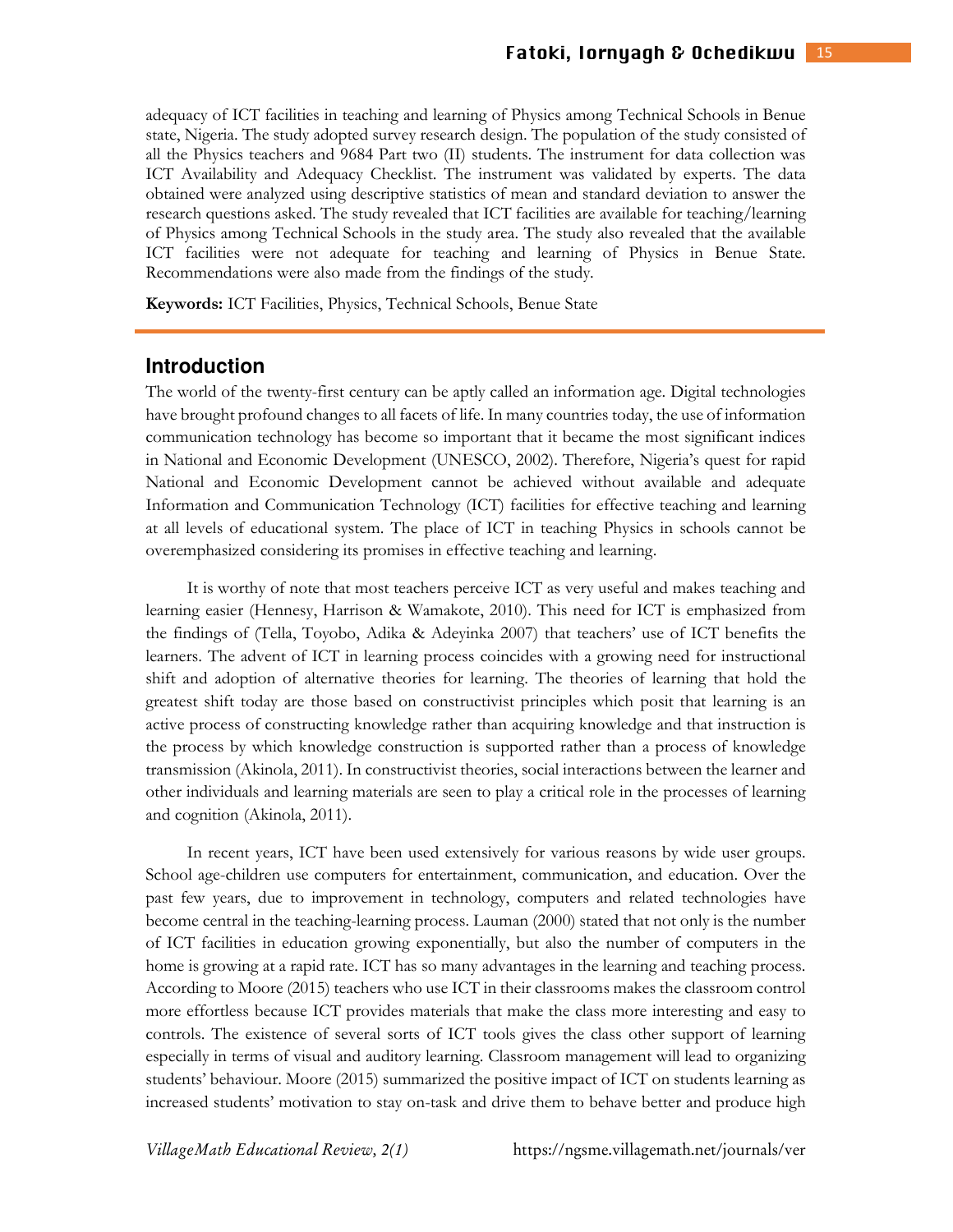adequacy of ICT facilities in teaching and learning of Physics among Technical Schools in Benue state, Nigeria. The study adopted survey research design. The population of the study consisted of all the Physics teachers and 9684 Part two (II) students. The instrument for data collection was ICT Availability and Adequacy Checklist. The instrument was validated by experts. The data obtained were analyzed using descriptive statistics of mean and standard deviation to answer the research questions asked. The study revealed that ICT facilities are available for teaching/learning of Physics among Technical Schools in the study area. The study also revealed that the available ICT facilities were not adequate for teaching and learning of Physics in Benue State. Recommendations were also made from the findings of the study.

**Keywords:** ICT Facilities, Physics, Technical Schools, Benue State

## Introduction

The world of the twenty-first century can be aptly called an information age. Digital technologies have brought profound changes to all facets of life. In many countries today, the use of information communication technology has become so important that it became the most significant indices in National and Economic Development (UNESCO, 2002). Therefore, Nigeria's quest for rapid National and Economic Development cannot be achieved without available and adequate Information and Communication Technology (ICT) facilities for effective teaching and learning at all levels of educational system. The place of ICT in teaching Physics in schools cannot be overemphasized considering its promises in effective teaching and learning.

It is worthy of note that most teachers perceive ICT as very useful and makes teaching and learning easier (Hennesy, Harrison & Wamakote, 2010). This need for ICT is emphasized from the findings of (Tella, Toyobo, Adika & Adeyinka 2007) that teachers' use of ICT benefits the learners. The advent of ICT in learning process coincides with a growing need for instructional shift and adoption of alternative theories for learning. The theories of learning that hold the greatest shift today are those based on constructivist principles which posit that learning is an active process of constructing knowledge rather than acquiring knowledge and that instruction is the process by which knowledge construction is supported rather than a process of knowledge transmission (Akinola, 2011). In constructivist theories, social interactions between the learner and other individuals and learning materials are seen to play a critical role in the processes of learning and cognition (Akinola, 2011).

In recent years, ICT have been used extensively for various reasons by wide user groups. School age-children use computers for entertainment, communication, and education. Over the past few years, due to improvement in technology, computers and related technologies have become central in the teaching-learning process. Lauman (2000) stated that not only is the number of ICT facilities in education growing exponentially, but also the number of computers in the home is growing at a rapid rate. ICT has so many advantages in the learning and teaching process. According to Moore (2015) teachers who use ICT in their classrooms makes the classroom control more effortless because ICT provides materials that make the class more interesting and easy to controls. The existence of several sorts of ICT tools gives the class other support of learning especially in terms of visual and auditory learning. Classroom management will lead to organizing students' behaviour. Moore (2015) summarized the positive impact of ICT on students learning as increased students' motivation to stay on-task and drive them to behave better and produce high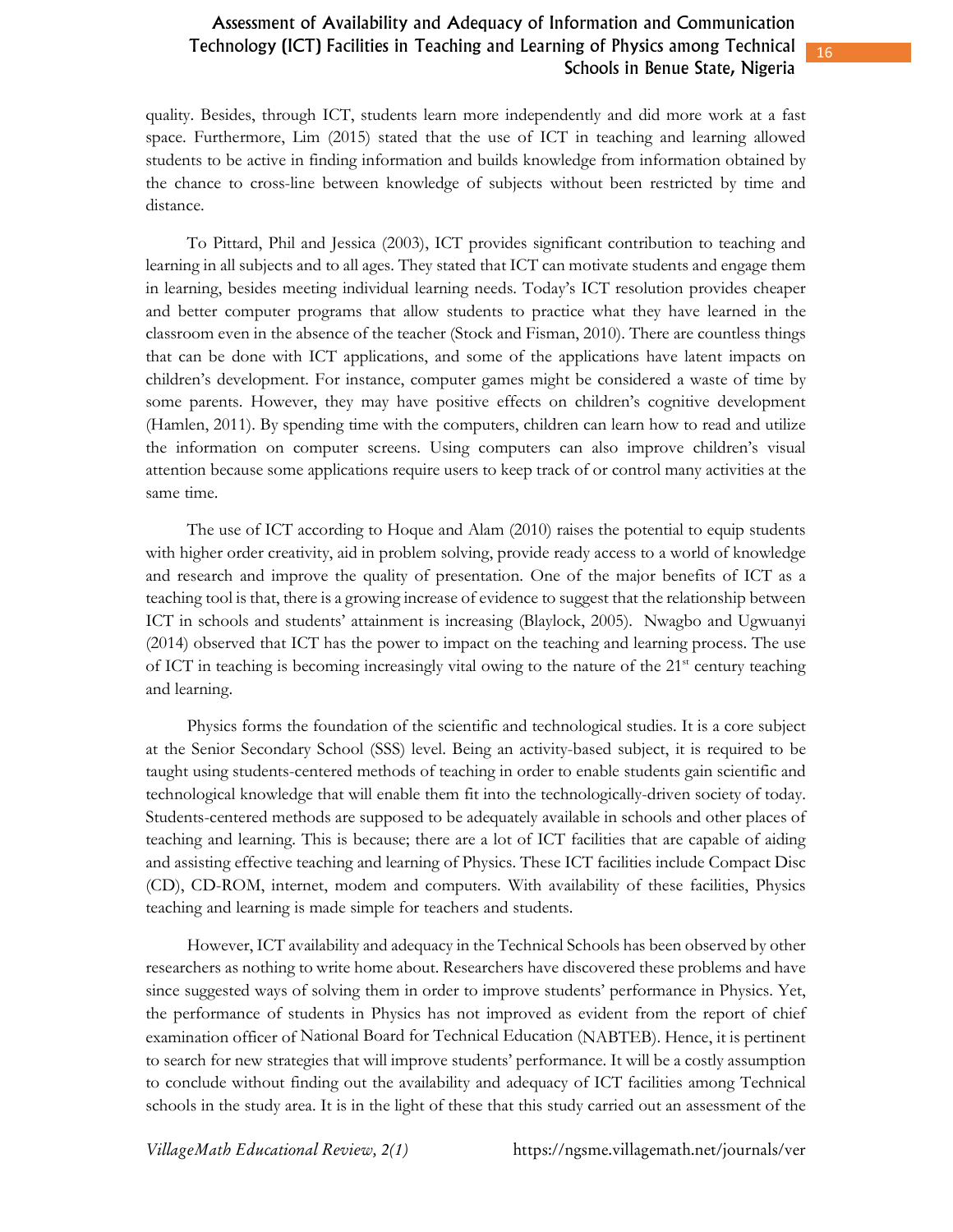quality. Besides, through ICT, students learn more independently and did more work at a fast space. Furthermore, Lim (2015) stated that the use of ICT in teaching and learning allowed students to be active in finding information and builds knowledge from information obtained by the chance to cross-line between knowledge of subjects without been restricted by time and distance.

To Pittard, Phil and Jessica (2003), ICT provides significant contribution to teaching and learning in all subjects and to all ages. They stated that ICT can motivate students and engage them in learning, besides meeting individual learning needs. Today's ICT resolution provides cheaper and better computer programs that allow students to practice what they have learned in the classroom even in the absence of the teacher (Stock and Fisman, 2010). There are countless things that can be done with ICT applications, and some of the applications have latent impacts on children's development. For instance, computer games might be considered a waste of time by some parents. However, they may have positive effects on children's cognitive development (Hamlen, 2011). By spending time with the computers, children can learn how to read and utilize the information on computer screens. Using computers can also improve children's visual attention because some applications require users to keep track of or control many activities at the same time.

The use of ICT according to Hoque and Alam (2010) raises the potential to equip students with higher order creativity, aid in problem solving, provide ready access to a world of knowledge and research and improve the quality of presentation. One of the major benefits of ICT as a teaching tool is that, there is a growing increase of evidence to suggest that the relationship between ICT in schools and students' attainment is increasing (Blaylock, 2005). Nwagbo and Ugwuanyi (2014) observed that ICT has the power to impact on the teaching and learning process. The use of ICT in teaching is becoming increasingly vital owing to the nature of the 21st century teaching and learning.

Physics forms the foundation of the scientific and technological studies. It is a core subject at the Senior Secondary School (SSS) level. Being an activity-based subject, it is required to be taught using students-centered methods of teaching in order to enable students gain scientific and technological knowledge that will enable them fit into the technologically-driven society of today. Students-centered methods are supposed to be adequately available in schools and other places of teaching and learning. This is because; there are a lot of ICT facilities that are capable of aiding and assisting effective teaching and learning of Physics. These ICT facilities include Compact Disc (CD), CD-ROM, internet, modem and computers. With availability of these facilities, Physics teaching and learning is made simple for teachers and students.

However, ICT availability and adequacy in the Technical Schools has been observed by other researchers as nothing to write home about. Researchers have discovered these problems and have since suggested ways of solving them in order to improve students' performance in Physics. Yet, the performance of students in Physics has not improved as evident from the report of chief examination officer of National Board for Technical Education (NABTEB). Hence, it is pertinent to search for new strategies that will improve students' performance. It will be a costly assumption to conclude without finding out the availability and adequacy of ICT facilities among Technical schools in the study area. It is in the light of these that this study carried out an assessment of the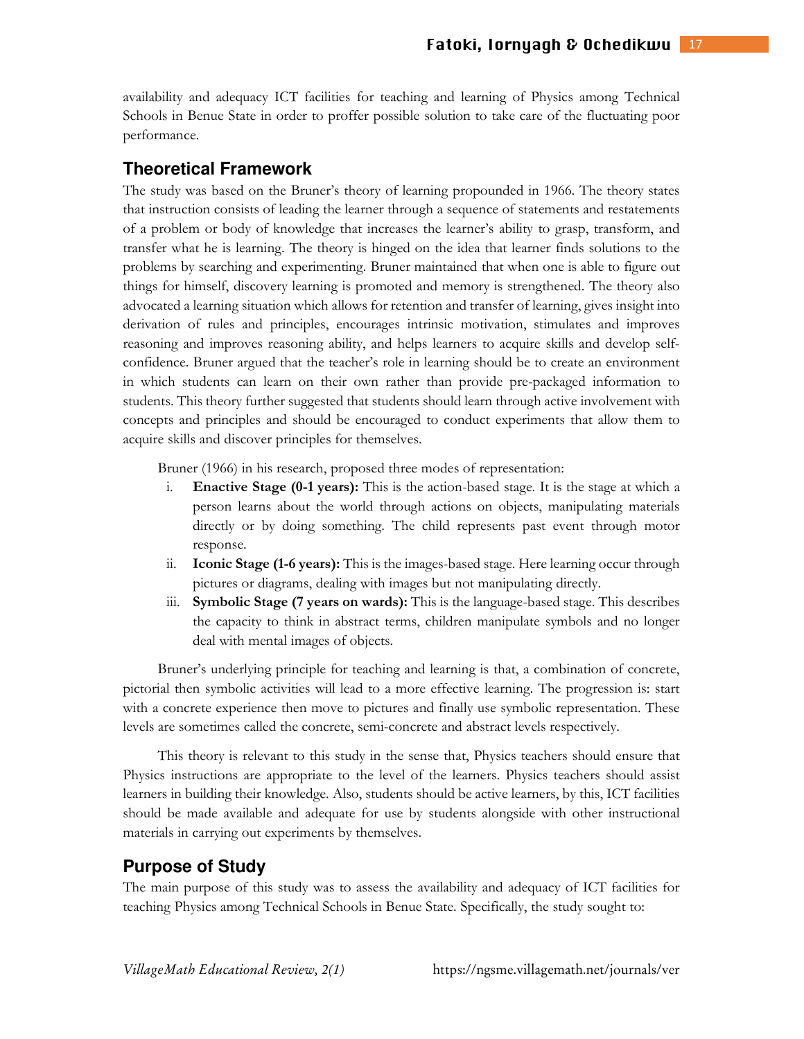availability and adequacy ICT facilities for teaching and learning of Physics among Technical Schools in Benue State in order to proffer possible solution to take care of the fluctuating poor performance.

## Theoretical Framework

The study was based on the Bruner's theory of learning propounded in 1966. The theory states that instruction consists of leading the learner through a sequence of statements and restatements of a problem or body of knowledge that increases the learner's ability to grasp, transform, and transfer what he is learning. The theory is hinged on the idea that learner finds solutions to the problems by searching and experimenting. Bruner maintained that when one is able to figure out things for himself, discovery learning is promoted and memory is strengthened. The theory also advocated a learning situation which allows for retention and transfer of learning, gives insight into derivation of rules and principles, encourages intrinsic motivation, stimulates and improves reasoning and improves reasoning ability, and helps learners to acquire skills and develop self-confidence. Bruner argued that the teacher's role in learning should be to create an environment in which students can learn on their own rather than provide pre-packaged information to students. This theory further suggested that students should learn through active involvement with concepts and principles and should be encouraged to conduct experiments that allow them to acquire skills and discover principles for themselves.

Bruner (1966) in his research, proposed three modes of representation:

i. **Enactive Stage (0-1 years):** This is the action-based stage. It is the stage at which a person learns about the world through actions on objects, manipulating materials directly or by doing something. The child represents past event through motor response.

ii. **Iconic Stage (1-6 years):** This is the images-based stage. Here learning occur through pictures or diagrams, dealing with images but not manipulating directly.

iii. **Symbolic Stage (7 years on wards):** This is the language-based stage. This describes the capacity to think in abstract terms, children manipulate symbols and no longer deal with mental images of objects.

Bruner's underlying principle for teaching and learning is that, a combination of concrete, pictorial then symbolic activities will lead to a more effective learning. The progression is: start with a concrete experience then move to pictures and finally use symbolic representation. These levels are sometimes called the concrete, semi-concrete and abstract levels respectively.

This theory is relevant to this study in the sense that, Physics teachers should ensure that Physics instructions are appropriate to the level of the learners. Physics teachers should assist learners in building their knowledge. Also, students should be active learners, by this, ICT facilities should be made available and adequate for use by students alongside with other instructional materials in carrying out experiments by themselves.

## Purpose of Study

The main purpose of this study was to assess the availability and adequacy of ICT facilities for teaching Physics among Technical Schools in Benue State. Specifically, the study sought to: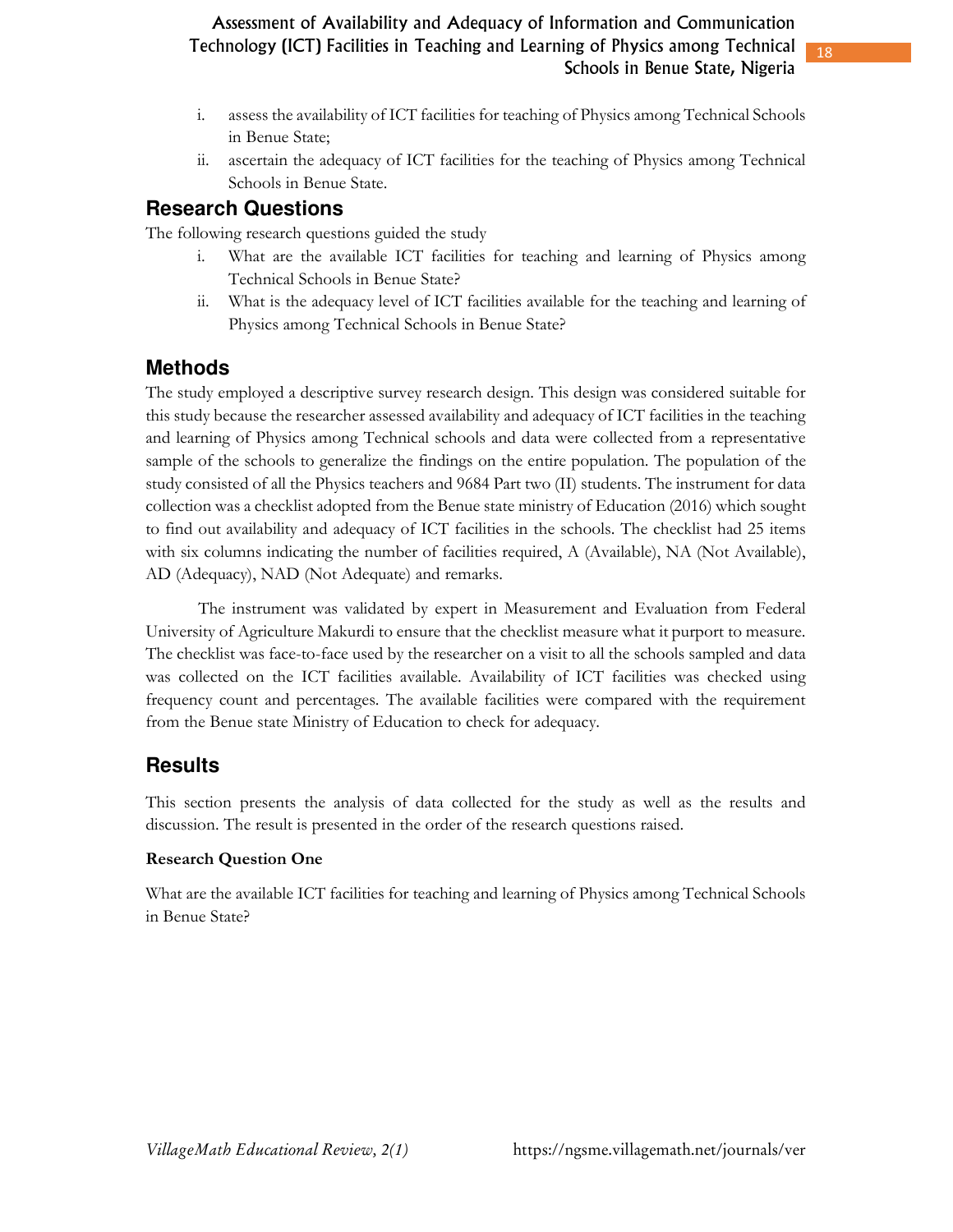i. assess the availability of ICT facilities for teaching of Physics among Technical Schools in Benue State;
ii. ascertain the adequacy of ICT facilities for the teaching of Physics among Technical Schools in Benue State.

## Research Questions

The following research questions guided the study

i. What are the available ICT facilities for teaching and learning of Physics among Technical Schools in Benue State?
ii. What is the adequacy level of ICT facilities available for the teaching and learning of Physics among Technical Schools in Benue State?

## Methods

The study employed a descriptive survey research design. This design was considered suitable for this study because the researcher assessed availability and adequacy of ICT facilities in the teaching and learning of Physics among Technical schools and data were collected from a representative sample of the schools to generalize the findings on the entire population. The population of the study consisted of all the Physics teachers and 9684 Part two (II) students. The instrument for data collection was a checklist adopted from the Benue state ministry of Education (2016) which sought to find out availability and adequacy of ICT facilities in the schools. The checklist had 25 items with six columns indicating the number of facilities required, A (Available), NA (Not Available), AD (Adequacy), NAD (Not Adequate) and remarks.

The instrument was validated by expert in Measurement and Evaluation from Federal University of Agriculture Makurdi to ensure that the checklist measure what it purport to measure. The checklist was face-to-face used by the researcher on a visit to all the schools sampled and data was collected on the ICT facilities available. Availability of ICT facilities was checked using frequency count and percentages. The available facilities were compared with the requirement from the Benue state Ministry of Education to check for adequacy.

## Results

This section presents the analysis of data collected for the study as well as the results and discussion. The result is presented in the order of the research questions raised.

### Research Question One

What are the available ICT facilities for teaching and learning of Physics among Technical Schools in Benue State?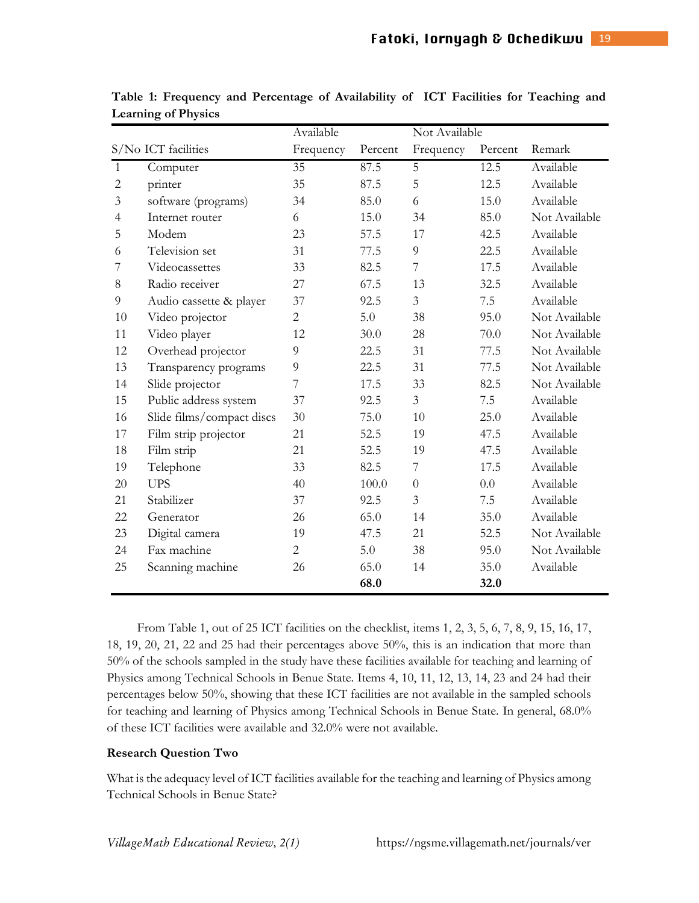**Table 1: Frequency and Percentage of Availability of ICT Facilities for Teaching and Learning of Physics**

| S/No | ICT facilities | Available Frequency | Available Percent | Not Available Frequency | Not Available Percent | Remark |
|---|---|---|---|---|---|---|
| 1 | Computer | 35 | 87.5 | 5 | 12.5 | Available |
| 2 | printer | 35 | 87.5 | 5 | 12.5 | Available |
| 3 | software (programs) | 34 | 85.0 | 6 | 15.0 | Available |
| 4 | Internet router | 6 | 15.0 | 34 | 85.0 | Not Available |
| 5 | Modem | 23 | 57.5 | 17 | 42.5 | Available |
| 6 | Television set | 31 | 77.5 | 9 | 22.5 | Available |
| 7 | Videocassettes | 33 | 82.5 | 7 | 17.5 | Available |
| 8 | Radio receiver | 27 | 67.5 | 13 | 32.5 | Available |
| 9 | Audio cassette & player | 37 | 92.5 | 3 | 7.5 | Available |
| 10 | Video projector | 2 | 5.0 | 38 | 95.0 | Not Available |
| 11 | Video player | 12 | 30.0 | 28 | 70.0 | Not Available |
| 12 | Overhead projector | 9 | 22.5 | 31 | 77.5 | Not Available |
| 13 | Transparency programs | 9 | 22.5 | 31 | 77.5 | Not Available |
| 14 | Slide projector | 7 | 17.5 | 33 | 82.5 | Not Available |
| 15 | Public address system | 37 | 92.5 | 3 | 7.5 | Available |
| 16 | Slide films/compact discs | 30 | 75.0 | 10 | 25.0 | Available |
| 17 | Film strip projector | 21 | 52.5 | 19 | 47.5 | Available |
| 18 | Film strip | 21 | 52.5 | 19 | 47.5 | Available |
| 19 | Telephone | 33 | 82.5 | 7 | 17.5 | Available |
| 20 | UPS | 40 | 100.0 | 0 | 0.0 | Available |
| 21 | Stabilizer | 37 | 92.5 | 3 | 7.5 | Available |
| 22 | Generator | 26 | 65.0 | 14 | 35.0 | Available |
| 23 | Digital camera | 19 | 47.5 | 21 | 52.5 | Not Available |
| 24 | Fax machine | 2 | 5.0 | 38 | 95.0 | Not Available |
| 25 | Scanning machine | 26 | 65.0 | 14 | 35.0 | Available |
| | | | **68.0** | | **32.0** | |

From Table 1, out of 25 ICT facilities on the checklist, items 1, 2, 3, 5, 6, 7, 8, 9, 15, 16, 17, 18, 19, 20, 21, 22 and 25 had their percentages above 50%, this is an indication that more than 50% of the schools sampled in the study have these facilities available for teaching and learning of Physics among Technical Schools in Benue State. Items 4, 10, 11, 12, 13, 14, 23 and 24 had their percentages below 50%, showing that these ICT facilities are not available in the sampled schools for teaching and learning of Physics among Technical Schools in Benue State. In general, 68.0% of these ICT facilities were available and 32.0% were not available.

**Research Question Two**

What is the adequacy level of ICT facilities available for the teaching and learning of Physics among Technical Schools in Benue State?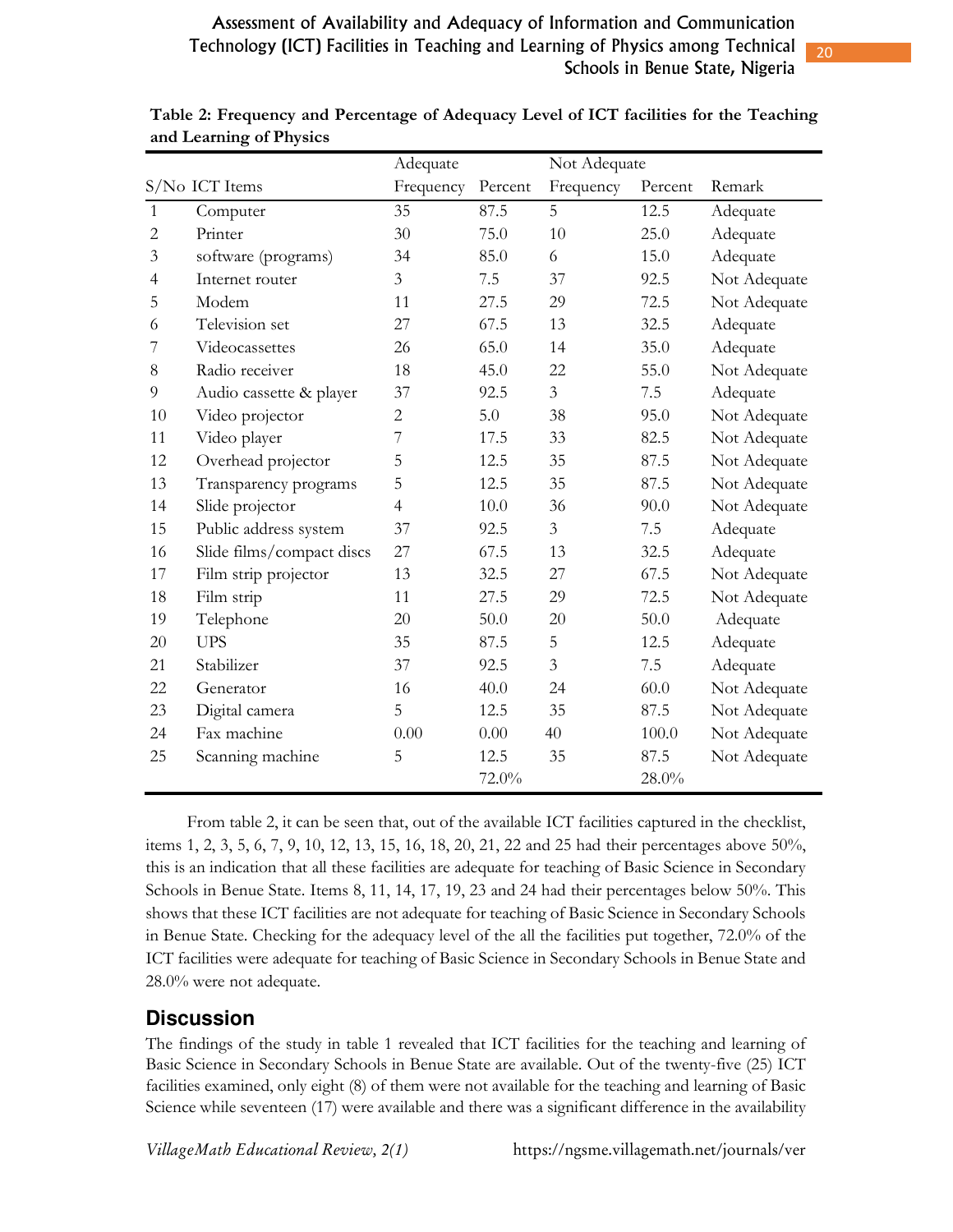**Table 2: Frequency and Percentage of Adequacy Level of ICT facilities for the Teaching and Learning of Physics**

| S/No | ICT Items | Adequate | | Not Adequate | | Remark |
|---|---|---|---|---|---|---|
| | | Frequency | Percent | Frequency | Percent | |
| 1 | Computer | 35 | 87.5 | 5 | 12.5 | Adequate |
| 2 | Printer | 30 | 75.0 | 10 | 25.0 | Adequate |
| 3 | software (programs) | 34 | 85.0 | 6 | 15.0 | Adequate |
| 4 | Internet router | 3 | 7.5 | 37 | 92.5 | Not Adequate |
| 5 | Modem | 11 | 27.5 | 29 | 72.5 | Not Adequate |
| 6 | Television set | 27 | 67.5 | 13 | 32.5 | Adequate |
| 7 | Videocassettes | 26 | 65.0 | 14 | 35.0 | Adequate |
| 8 | Radio receiver | 18 | 45.0 | 22 | 55.0 | Not Adequate |
| 9 | Audio cassette & player | 37 | 92.5 | 3 | 7.5 | Adequate |
| 10 | Video projector | 2 | 5.0 | 38 | 95.0 | Not Adequate |
| 11 | Video player | 7 | 17.5 | 33 | 82.5 | Not Adequate |
| 12 | Overhead projector | 5 | 12.5 | 35 | 87.5 | Not Adequate |
| 13 | Transparency programs | 5 | 12.5 | 35 | 87.5 | Not Adequate |
| 14 | Slide projector | 4 | 10.0 | 36 | 90.0 | Not Adequate |
| 15 | Public address system | 37 | 92.5 | 3 | 7.5 | Adequate |
| 16 | Slide films/compact discs | 27 | 67.5 | 13 | 32.5 | Adequate |
| 17 | Film strip projector | 13 | 32.5 | 27 | 67.5 | Not Adequate |
| 18 | Film strip | 11 | 27.5 | 29 | 72.5 | Not Adequate |
| 19 | Telephone | 20 | 50.0 | 20 | 50.0 | Adequate |
| 20 | UPS | 35 | 87.5 | 5 | 12.5 | Adequate |
| 21 | Stabilizer | 37 | 92.5 | 3 | 7.5 | Adequate |
| 22 | Generator | 16 | 40.0 | 24 | 60.0 | Not Adequate |
| 23 | Digital camera | 5 | 12.5 | 35 | 87.5 | Not Adequate |
| 24 | Fax machine | 0.00 | 0.00 | 40 | 100.0 | Not Adequate |
| 25 | Scanning machine | 5 | 12.5 | 35 | 87.5 | Not Adequate |
| | | | 72.0% | | 28.0% | |

From table 2, it can be seen that, out of the available ICT facilities captured in the checklist, items 1, 2, 3, 5, 6, 7, 9, 10, 12, 13, 15, 16, 18, 20, 21, 22 and 25 had their percentages above 50%, this is an indication that all these facilities are adequate for teaching of Basic Science in Secondary Schools in Benue State. Items 8, 11, 14, 17, 19, 23 and 24 had their percentages below 50%. This shows that these ICT facilities are not adequate for teaching of Basic Science in Secondary Schools in Benue State. Checking for the adequacy level of the all the facilities put together, 72.0% of the ICT facilities were adequate for teaching of Basic Science in Secondary Schools in Benue State and 28.0% were not adequate.

## Discussion

The findings of the study in table 1 revealed that ICT facilities for the teaching and learning of Basic Science in Secondary Schools in Benue State are available. Out of the twenty-five (25) ICT facilities examined, only eight (8) of them were not available for the teaching and learning of Basic Science while seventeen (17) were available and there was a significant difference in the availability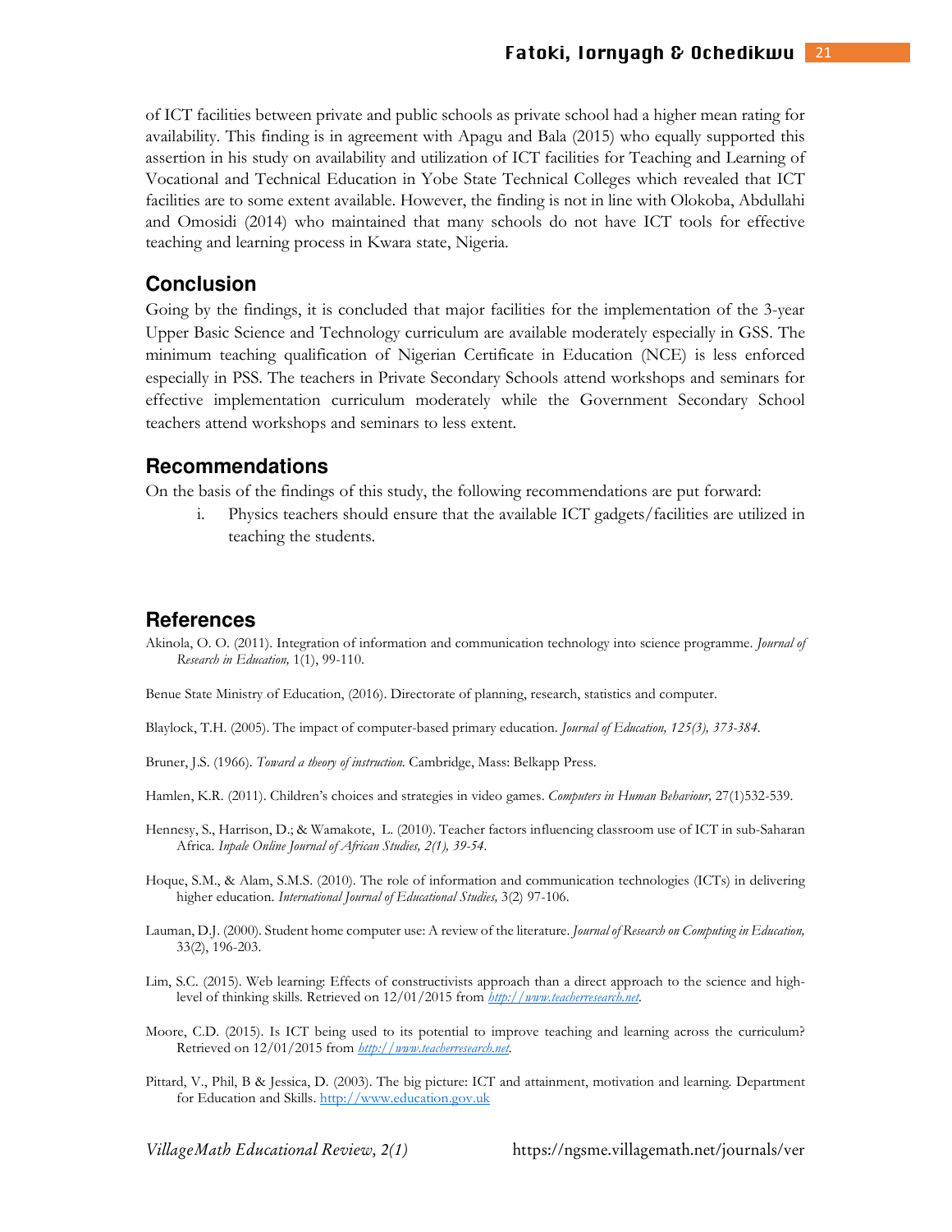of ICT facilities between private and public schools as private school had a higher mean rating for availability. This finding is in agreement with Apagu and Bala (2015) who equally supported this assertion in his study on availability and utilization of ICT facilities for Teaching and Learning of Vocational and Technical Education in Yobe State Technical Colleges which revealed that ICT facilities are to some extent available. However, the finding is not in line with Olokoba, Abdullahi and Omosidi (2014) who maintained that many schools do not have ICT tools for effective teaching and learning process in Kwara state, Nigeria.

## Conclusion

Going by the findings, it is concluded that major facilities for the implementation of the 3-year Upper Basic Science and Technology curriculum are available moderately especially in GSS. The minimum teaching qualification of Nigerian Certificate in Education (NCE) is less enforced especially in PSS. The teachers in Private Secondary Schools attend workshops and seminars for effective implementation curriculum moderately while the Government Secondary School teachers attend workshops and seminars to less extent.

## Recommendations

On the basis of the findings of this study, the following recommendations are put forward:

i. Physics teachers should ensure that the available ICT gadgets/facilities are utilized in teaching the students.

## References

Akinola, O. O. (2011). Integration of information and communication technology into science programme. *Journal of Research in Education,* 1(1), 99-110.

Benue State Ministry of Education, (2016). Directorate of planning, research, statistics and computer.

Blaylock, T.H. (2005). The impact of computer-based primary education. *Journal of Education, 125(3), 373-384.*

Bruner, J.S. (1966). *Toward a theory of instruction.* Cambridge, Mass: Belkapp Press.

Hamlen, K.R. (2011). Children's choices and strategies in video games. *Computers in Human Behaviour,* 27(1)532-539.

Hennesy, S., Harrison, D.; & Wamakote, L. (2010). Teacher factors influencing classroom use of ICT in sub-Saharan Africa. *Inpale Online Journal of African Studies, 2(1), 39-54.*

Hoque, S.M., & Alam, S.M.S. (2010). The role of information and communication technologies (ICTs) in delivering higher education. *International Journal of Educational Studies,* 3(2) 97-106.

Lauman, D.J. (2000). Student home computer use: A review of the literature. *Journal of Research on Computing in Education,* 33(2), 196-203.

Lim, S.C. (2015). Web learning: Effects of constructivists approach than a direct approach to the science and high-level of thinking skills. Retrieved on 12/01/2015 from *http://www.teacherresearch.net*.

Moore, C.D. (2015). Is ICT being used to its potential to improve teaching and learning across the curriculum? Retrieved on 12/01/2015 from *http://www.teacherresearch.net*.

Pittard, V., Phil, B & Jessica, D. (2003). The big picture: ICT and attainment, motivation and learning. Department for Education and Skills. http://www.education.gov.uk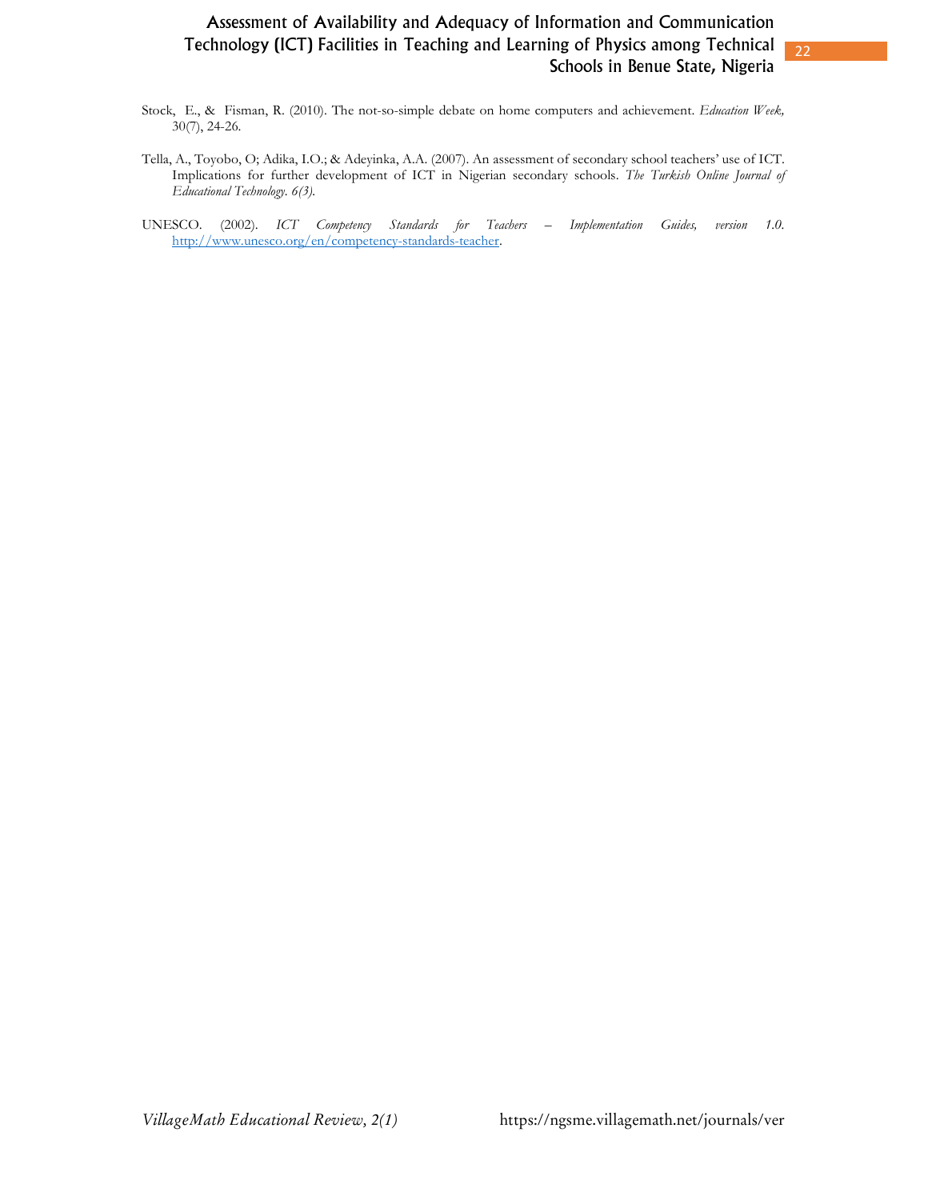Stock, E., & Fisman, R. (2010). The not-so-simple debate on home computers and achievement. *Education Week,* 30(7), 24-26.

Tella, A., Toyobo, O; Adika, I.O.; & Adeyinka, A.A. (2007). An assessment of secondary school teachers' use of ICT. Implications for further development of ICT in Nigerian secondary schools. *The Turkish Online Journal of Educational Technology. 6(3).*

UNESCO. (2002). *ICT Competency Standards for Teachers – Implementation Guides, version 1.0.* http://www.unesco.org/en/competency-standards-teacher.